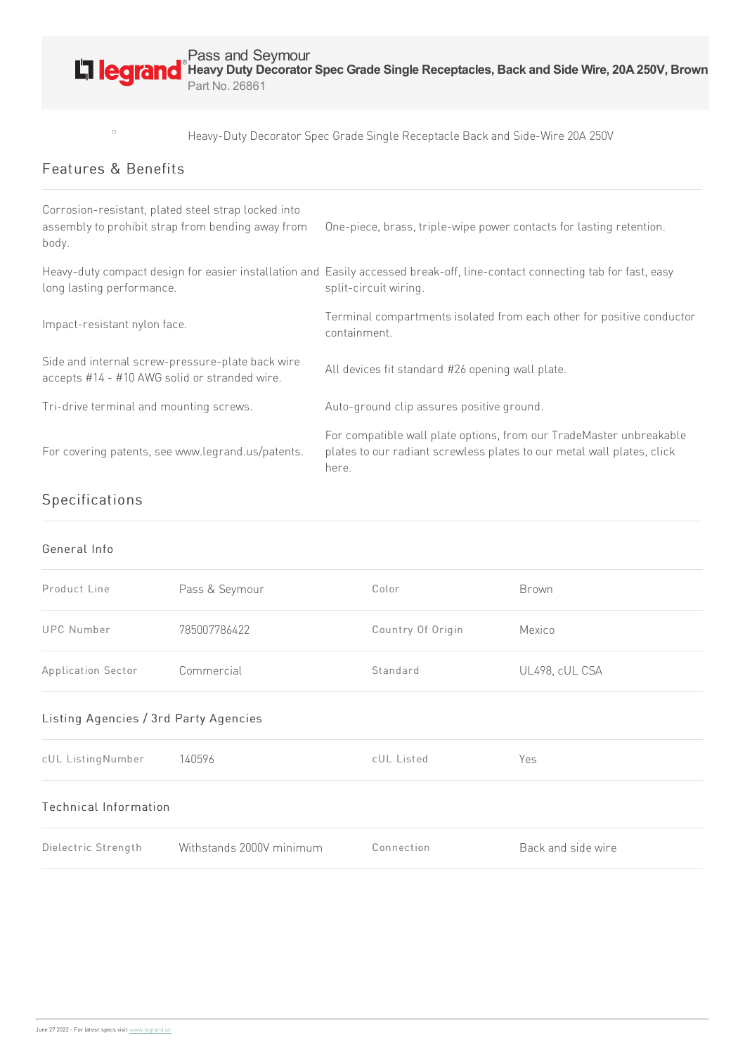Pass and Seymour
**Heavy Duty Decorator Spec Grade Single Receptacles, Back and Side Wire, 20A 250V, Brown**
Part No. 26861

Heavy-Duty Decorator Spec Grade Single Receptacle Back and Side-Wire 20A 250V

## Features & Benefits

| | |
|---|---|
| Corrosion-resistant, plated steel strap locked into assembly to prohibit strap from bending away from body. | One-piece, brass, triple-wipe power contacts for lasting retention. |
| Heavy-duty compact design for easier installation and long lasting performance. | Easily accessed break-off, line-contact connecting tab for fast, easy split-circuit wiring. |
| Impact-resistant nylon face. | Terminal compartments isolated from each other for positive conductor containment. |
| Side and internal screw-pressure-plate back wire accepts #14 - #10 AWG solid or stranded wire. | All devices fit standard #26 opening wall plate. |
| Tri-drive terminal and mounting screws. | Auto-ground clip assures positive ground. |
| For covering patents, see www.legrand.us/patents. | For compatible wall plate options, from our TradeMaster unbreakable plates to our radiant screwless plates to our metal wall plates, click here. |

## Specifications

### General Info

| | | | |
|---|---|---|---|
| Product Line | Pass & Seymour | Color | Brown |
| UPC Number | 785007786422 | Country Of Origin | Mexico |
| Application Sector | Commercial | Standard | UL498, cUL CSA |

### Listing Agencies / 3rd Party Agencies

| | | | |
|---|---|---|---|
| cUL ListingNumber | 140596 | cUL Listed | Yes |

### Technical Information

| | | | |
|---|---|---|---|
| Dielectric Strength | Withstands 2000V minimum | Connection | Back and side wire |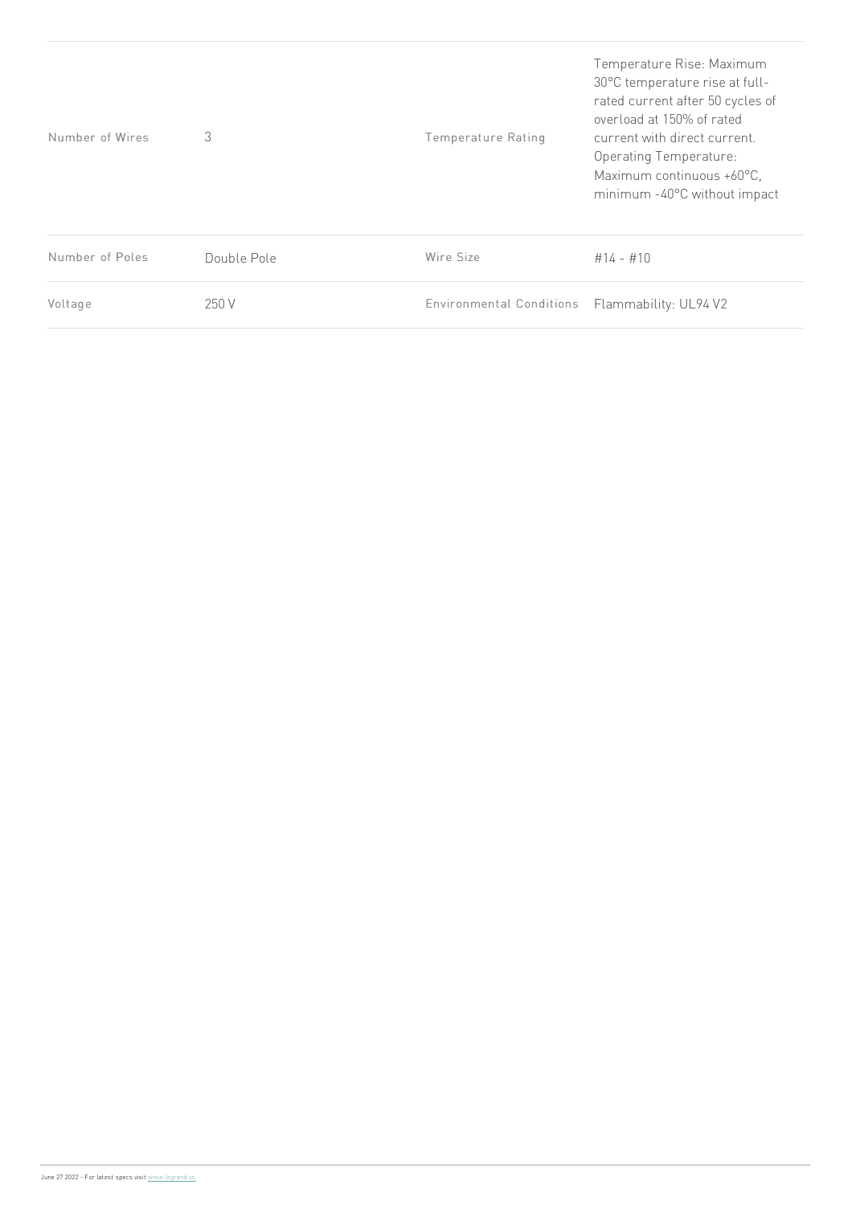| | | | |
|---|---|---|---|
| Number of Wires | 3 | Temperature Rating | Temperature Rise: Maximum 30°C temperature rise at full-rated current after 50 cycles of overload at 150% of rated current with direct current. Operating Temperature: Maximum continuous +60°C, minimum -40°C without impact |
| Number of Poles | Double Pole | Wire Size | #14 - #10 |
| Voltage | 250 V | Environmental Conditions | Flammability: UL94 V2 |